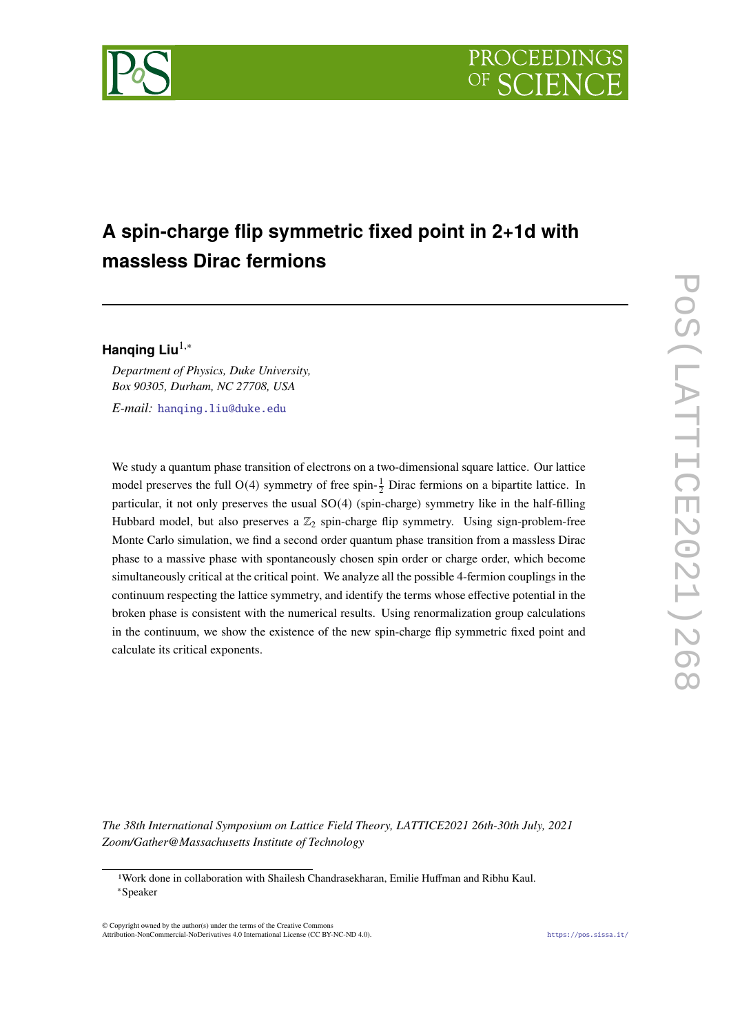# A spin-charge flip symmetric fixed point in 2+1d with massless Dirac fermions

**Hanqing Liu**[1,*]

*Department of Physics, Duke University, Box 90305, Durham, NC 27708, USA*

*E-mail:* hanqing.liu@duke.edu

We study a quantum phase transition of electrons on a two-dimensional square lattice. Our lattice model preserves the full $\mathrm{O}(4)$ symmetry of free spin-$\frac{1}{2}$ Dirac fermions on a bipartite lattice. In particular, it not only preserves the usual $\mathrm{SO}(4)$ (spin-charge) symmetry like in the half-filling Hubbard model, but also preserves a $\mathbb{Z}_2$ spin-charge flip symmetry. Using sign-problem-free Monte Carlo simulation, we find a second order quantum phase transition from a massless Dirac phase to a massive phase with spontaneously chosen spin order or charge order, which become simultaneously critical at the critical point. We analyze all the possible 4-fermion couplings in the continuum respecting the lattice symmetry, and identify the terms whose effective potential in the broken phase is consistent with the numerical results. Using renormalization group calculations in the continuum, we show the existence of the new spin-charge flip symmetric fixed point and calculate its critical exponents.

*The 38th International Symposium on Lattice Field Theory, LATTICE2021 26th-30th July, 2021 Zoom/Gather@Massachusetts Institute of Technology*

[1]Work done in collaboration with Shailesh Chandrasekharan, Emilie Huffman and Ribhu Kaul.

[*]Speaker

© Copyright owned by the author(s) under the terms of the Creative Commons Attribution-NonCommercial-NoDerivatives 4.0 International License (CC BY-NC-ND 4.0).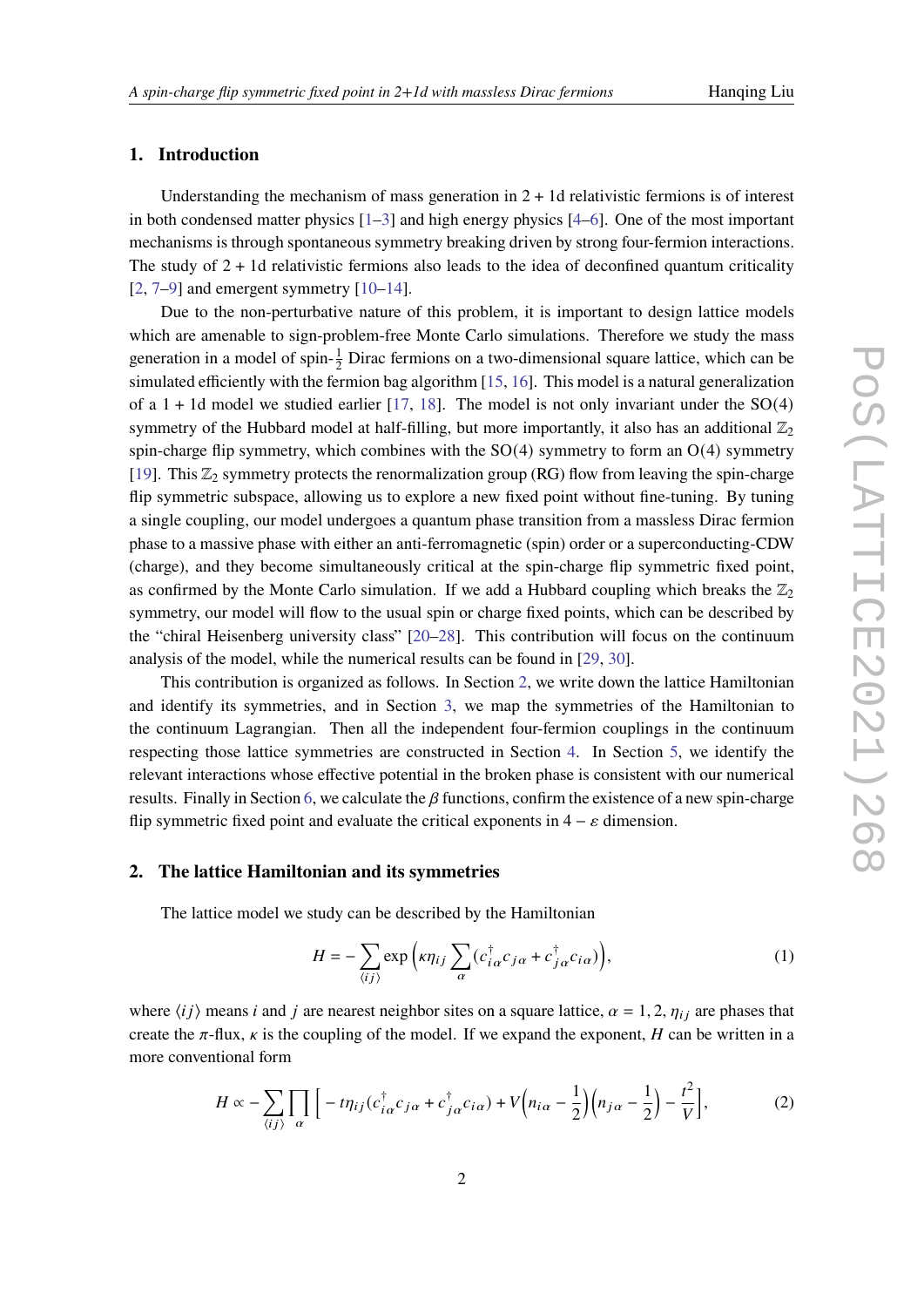## 1. Introduction

Understanding the mechanism of mass generation in $2 + 1$d relativistic fermions is of interest in both condensed matter physics [1–3] and high energy physics [4–6]. One of the most important mechanisms is through spontaneous symmetry breaking driven by strong four-fermion interactions. The study of $2 + 1$d relativistic fermions also leads to the idea of deconfined quantum criticality [2, 7–9] and emergent symmetry [10–14].

Due to the non-perturbative nature of this problem, it is important to design lattice models which are amenable to sign-problem-free Monte Carlo simulations. Therefore we study the mass generation in a model of spin-$\frac{1}{2}$ Dirac fermions on a two-dimensional square lattice, which can be simulated efficiently with the fermion bag algorithm [15, 16]. This model is a natural generalization of a $1 + 1$d model we studied earlier [17, 18]. The model is not only invariant under the SO(4) symmetry of the Hubbard model at half-filling, but more importantly, it also has an additional $\mathbb{Z}_2$ spin-charge flip symmetry, which combines with the SO(4) symmetry to form an O(4) symmetry [19]. This $\mathbb{Z}_2$ symmetry protects the renormalization group (RG) flow from leaving the spin-charge flip symmetric subspace, allowing us to explore a new fixed point without fine-tuning. By tuning a single coupling, our model undergoes a quantum phase transition from a massless Dirac fermion phase to a massive phase with either an anti-ferromagnetic (spin) order or a superconducting-CDW (charge), and they become simultaneously critical at the spin-charge flip symmetric fixed point, as confirmed by the Monte Carlo simulation. If we add a Hubbard coupling which breaks the $\mathbb{Z}_2$ symmetry, our model will flow to the usual spin or charge fixed points, which can be described by the "chiral Heisenberg university class" [20–28]. This contribution will focus on the continuum analysis of the model, while the numerical results can be found in [29, 30].

This contribution is organized as follows. In Section 2, we write down the lattice Hamiltonian and identify its symmetries, and in Section 3, we map the symmetries of the Hamiltonian to the continuum Lagrangian. Then all the independent four-fermion couplings in the continuum respecting those lattice symmetries are constructed in Section 4. In Section 5, we identify the relevant interactions whose effective potential in the broken phase is consistent with our numerical results. Finally in Section 6, we calculate the $\beta$ functions, confirm the existence of a new spin-charge flip symmetric fixed point and evaluate the critical exponents in $4 - \varepsilon$ dimension.

## 2. The lattice Hamiltonian and its symmetries

The lattice model we study can be described by the Hamiltonian

$$H = -\sum_{\langle ij \rangle} \exp\Big(\kappa \eta_{ij} \sum_{\alpha} (c^{\dagger}_{i\alpha} c_{j\alpha} + c^{\dagger}_{j\alpha} c_{i\alpha})\Big), \tag{1}$$

where $\langle ij \rangle$ means $i$ and $j$ are nearest neighbor sites on a square lattice, $\alpha = 1, 2$, $\eta_{ij}$ are phases that create the $\pi$-flux, $\kappa$ is the coupling of the model. If we expand the exponent, $H$ can be written in a more conventional form

$$H \propto -\sum_{\langle ij \rangle} \prod_{\alpha} \Big[ - t\eta_{ij} (c^{\dagger}_{i\alpha} c_{j\alpha} + c^{\dagger}_{j\alpha} c_{i\alpha}) + V\Big(n_{i\alpha} - \frac{1}{2}\Big)\Big(n_{j\alpha} - \frac{1}{2}\Big) - \frac{t^2}{V}\Big], \tag{2}$$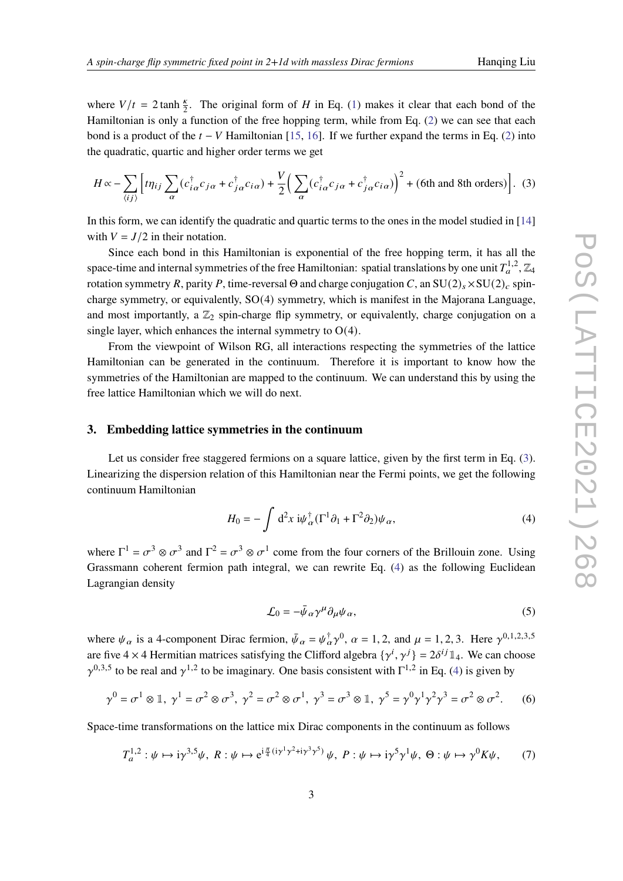where $V/t = 2\tanh\frac{\kappa}{2}$. The original form of $H$ in Eq. (1) makes it clear that each bond of the Hamiltonian is only a function of the free hopping term, while from Eq. (2) we can see that each bond is a product of the $t-V$ Hamiltonian [15, 16]. If we further expand the terms in Eq. (2) into the quadratic, quartic and higher order terms we get

$$H \propto -\sum_{\langle ij\rangle}\Big[t\eta_{ij}\sum_{\alpha}(c^{\dagger}_{i\alpha}c_{j\alpha}+c^{\dagger}_{j\alpha}c_{i\alpha})+\frac{V}{2}\Big(\sum_{\alpha}(c^{\dagger}_{i\alpha}c_{j\alpha}+c^{\dagger}_{j\alpha}c_{i\alpha})\Big)^2+(\text{6th and 8th orders})\Big]. \quad (3)$$

In this form, we can identify the quadratic and quartic terms to the ones in the model studied in [14] with $V = J/2$ in their notation.

Since each bond in this Hamiltonian is exponential of the free hopping term, it has all the space-time and internal symmetries of the free Hamiltonian: spatial translations by one unit $T_a^{1,2}$, $\mathbb{Z}_4$ rotation symmetry $R$, parity $P$, time-reversal $\Theta$ and charge conjugation $C$, an $\mathrm{SU}(2)_s\times\mathrm{SU}(2)_c$ spin-charge symmetry, or equivalently, SO(4) symmetry, which is manifest in the Majorana Language, and most importantly, a $\mathbb{Z}_2$ spin-charge flip symmetry, or equivalently, charge conjugation on a single layer, which enhances the internal symmetry to O(4).

From the viewpoint of Wilson RG, all interactions respecting the symmetries of the lattice Hamiltonian can be generated in the continuum. Therefore it is important to know how the symmetries of the Hamiltonian are mapped to the continuum. We can understand this by using the free lattice Hamiltonian which we will do next.

## 3. Embedding lattice symmetries in the continuum

Let us consider free staggered fermions on a square lattice, given by the first term in Eq. (3). Linearizing the dispersion relation of this Hamiltonian near the Fermi points, we get the following continuum Hamiltonian

$$H_0 = -\int \mathrm{d}^2x\, \mathrm{i}\psi^{\dagger}_{\alpha}(\Gamma^1\partial_1+\Gamma^2\partial_2)\psi_{\alpha}, \quad (4)$$

where $\Gamma^1 = \sigma^3\otimes\sigma^3$ and $\Gamma^2 = \sigma^3\otimes\sigma^1$ come from the four corners of the Brillouin zone. Using Grassmann coherent fermion path integral, we can rewrite Eq. (4) as the following Euclidean Lagrangian density

$$\mathcal{L}_0 = -\bar{\psi}_{\alpha}\gamma^{\mu}\partial_{\mu}\psi_{\alpha}, \quad (5)$$

where $\psi_\alpha$ is a 4-component Dirac fermion, $\bar{\psi}_\alpha = \psi^{\dagger}_{\alpha}\gamma^0$, $\alpha = 1,2$, and $\mu = 1,2,3$. Here $\gamma^{0,1,2,3,5}$ are five $4\times 4$ Hermitian matrices satisfying the Clifford algebra $\{\gamma^i,\gamma^j\} = 2\delta^{ij}\mathbb{1}_4$. We can choose $\gamma^{0,3,5}$ to be real and $\gamma^{1,2}$ to be imaginary. One basis consistent with $\Gamma^{1,2}$ in Eq. (4) is given by

$$\gamma^0 = \sigma^1\otimes\mathbb{1},\ \gamma^1 = \sigma^2\otimes\sigma^3,\ \gamma^2 = \sigma^2\otimes\sigma^1,\ \gamma^3 = \sigma^3\otimes\mathbb{1},\ \gamma^5 = \gamma^0\gamma^1\gamma^2\gamma^3 = \sigma^2\otimes\sigma^2. \quad (6)$$

Space-time transformations on the lattice mix Dirac components in the continuum as follows

$$T_a^{1,2}: \psi\mapsto \mathrm{i}\gamma^{3,5}\psi,\ R: \psi\mapsto \mathrm{e}^{\mathrm{i}\frac{\pi}{4}(\mathrm{i}\gamma^1\gamma^2+\mathrm{i}\gamma^3\gamma^5)}\,\psi,\ P: \psi\mapsto \mathrm{i}\gamma^5\gamma^1\psi,\ \Theta: \psi\mapsto\gamma^0K\psi, \quad (7)$$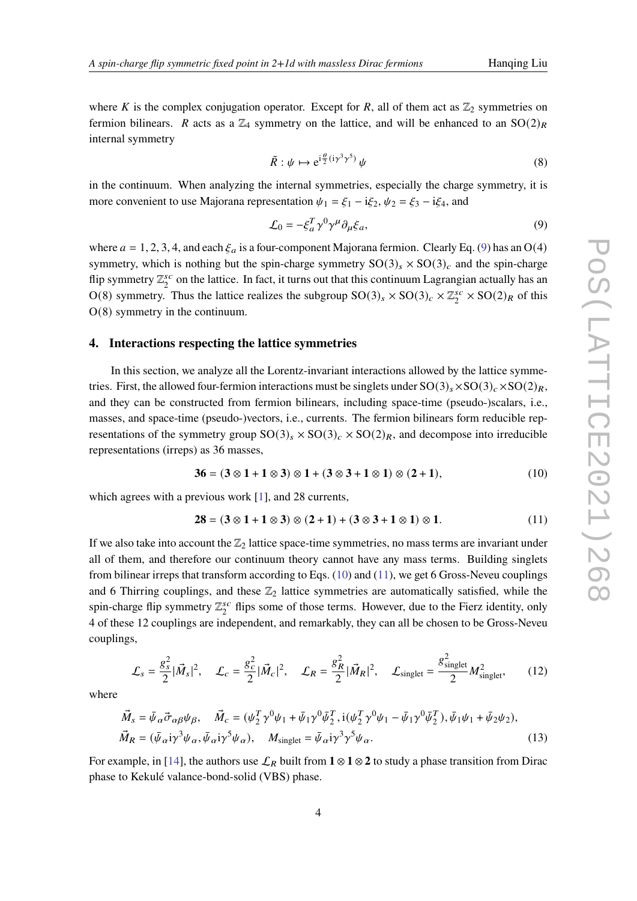where $K$ is the complex conjugation operator. Except for $R$, all of them act as $\mathbb{Z}_2$ symmetries on fermion bilinears. $R$ acts as a $\mathbb{Z}_4$ symmetry on the lattice, and will be enhanced to an $\mathrm{SO}(2)_R$ internal symmetry

$$\tilde{R} : \psi \mapsto e^{i\frac{\theta}{2}(i\gamma^3\gamma^5)}\,\psi \tag{8}$$

in the continuum. When analyzing the internal symmetries, especially the charge symmetry, it is more convenient to use Majorana representation $\psi_1 = \xi_1 - i\xi_2$, $\psi_2 = \xi_3 - i\xi_4$, and

$$\mathcal{L}_0 = -\xi_a^T \gamma^0 \gamma^\mu \partial_\mu \xi_a, \tag{9}$$

where $a = 1, 2, 3, 4$, and each $\xi_a$ is a four-component Majorana fermion. Clearly Eq. (9) has an $\mathrm{O}(4)$ symmetry, which is nothing but the spin-charge symmetry $\mathrm{SO}(3)_s \times \mathrm{SO}(3)_c$ and the spin-charge flip symmetry $\mathbb{Z}_2^{sc}$ on the lattice. In fact, it turns out that this continuum Lagrangian actually has an $\mathrm{O}(8)$ symmetry. Thus the lattice realizes the subgroup $\mathrm{SO}(3)_s \times \mathrm{SO}(3)_c \times \mathbb{Z}_2^{sc} \times \mathrm{SO}(2)_R$ of this $\mathrm{O}(8)$ symmetry in the continuum.

## 4. Interactions respecting the lattice symmetries

In this section, we analyze all the Lorentz-invariant interactions allowed by the lattice symmetries. First, the allowed four-fermion interactions must be singlets under $\mathrm{SO}(3)_s \times \mathrm{SO}(3)_c \times \mathrm{SO}(2)_R$, and they can be constructed from fermion bilinears, including space-time (pseudo-)scalars, i.e., masses, and space-time (pseudo-)vectors, i.e., currents. The fermion bilinears form reducible representations of the symmetry group $\mathrm{SO}(3)_s \times \mathrm{SO}(3)_c \times \mathrm{SO}(2)_R$, and decompose into irreducible representations (irreps) as 36 masses,

$$\mathbf{36} = (\mathbf{3} \otimes \mathbf{1} + \mathbf{1} \otimes \mathbf{3}) \otimes \mathbf{1} + (\mathbf{3} \otimes \mathbf{3} + \mathbf{1} \otimes \mathbf{1}) \otimes (\mathbf{2} + \mathbf{1}), \tag{10}$$

which agrees with a previous work [1], and 28 currents,

$$\mathbf{28} = (\mathbf{3} \otimes \mathbf{1} + \mathbf{1} \otimes \mathbf{3}) \otimes (\mathbf{2} + \mathbf{1}) + (\mathbf{3} \otimes \mathbf{3} + \mathbf{1} \otimes \mathbf{1}) \otimes \mathbf{1}. \tag{11}$$

If we also take into account the $\mathbb{Z}_2$ lattice space-time symmetries, no mass terms are invariant under all of them, and therefore our continuum theory cannot have any mass terms. Building singlets from bilinear irreps that transform according to Eqs. (10) and (11), we get 6 Gross-Neveu couplings and 6 Thirring couplings, and these $\mathbb{Z}_2$ lattice symmetries are automatically satisfied, while the spin-charge flip symmetry $\mathbb{Z}_2^{sc}$ flips some of those terms. However, due to the Fierz identity, only 4 of these 12 couplings are independent, and remarkably, they can all be chosen to be Gross-Neveu couplings,

$$\mathcal{L}_s = \frac{g_s^2}{2}|\vec{M}_s|^2, \quad \mathcal{L}_c = \frac{g_c^2}{2}|\vec{M}_c|^2, \quad \mathcal{L}_R = \frac{g_R^2}{2}|\vec{M}_R|^2, \quad \mathcal{L}_{\text{singlet}} = \frac{g_{\text{singlet}}^2}{2} M_{\text{singlet}}^2, \tag{12}$$

where

$$\begin{aligned}
\vec{M}_s &= \bar{\psi}_\alpha \vec{\sigma}_{\alpha\beta} \psi_\beta, \quad \vec{M}_c = (\psi_2^T \gamma^0 \psi_1 + \bar{\psi}_1 \gamma^0 \bar{\psi}_2^T, \, i(\psi_2^T \gamma^0 \psi_1 - \bar{\psi}_1 \gamma^0 \bar{\psi}_2^T), \bar{\psi}_1 \psi_1 + \bar{\psi}_2 \psi_2), \\
\vec{M}_R &= (\bar{\psi}_\alpha i\gamma^3 \psi_\alpha, \bar{\psi}_\alpha i\gamma^5 \psi_\alpha), \quad M_{\text{singlet}} = \bar{\psi}_\alpha i\gamma^3 \gamma^5 \psi_\alpha.
\end{aligned} \tag{13}$$

For example, in [14], the authors use $\mathcal{L}_R$ built from $\mathbf{1} \otimes \mathbf{1} \otimes \mathbf{2}$ to study a phase transition from Dirac phase to Kekulé valance-bond-solid (VBS) phase.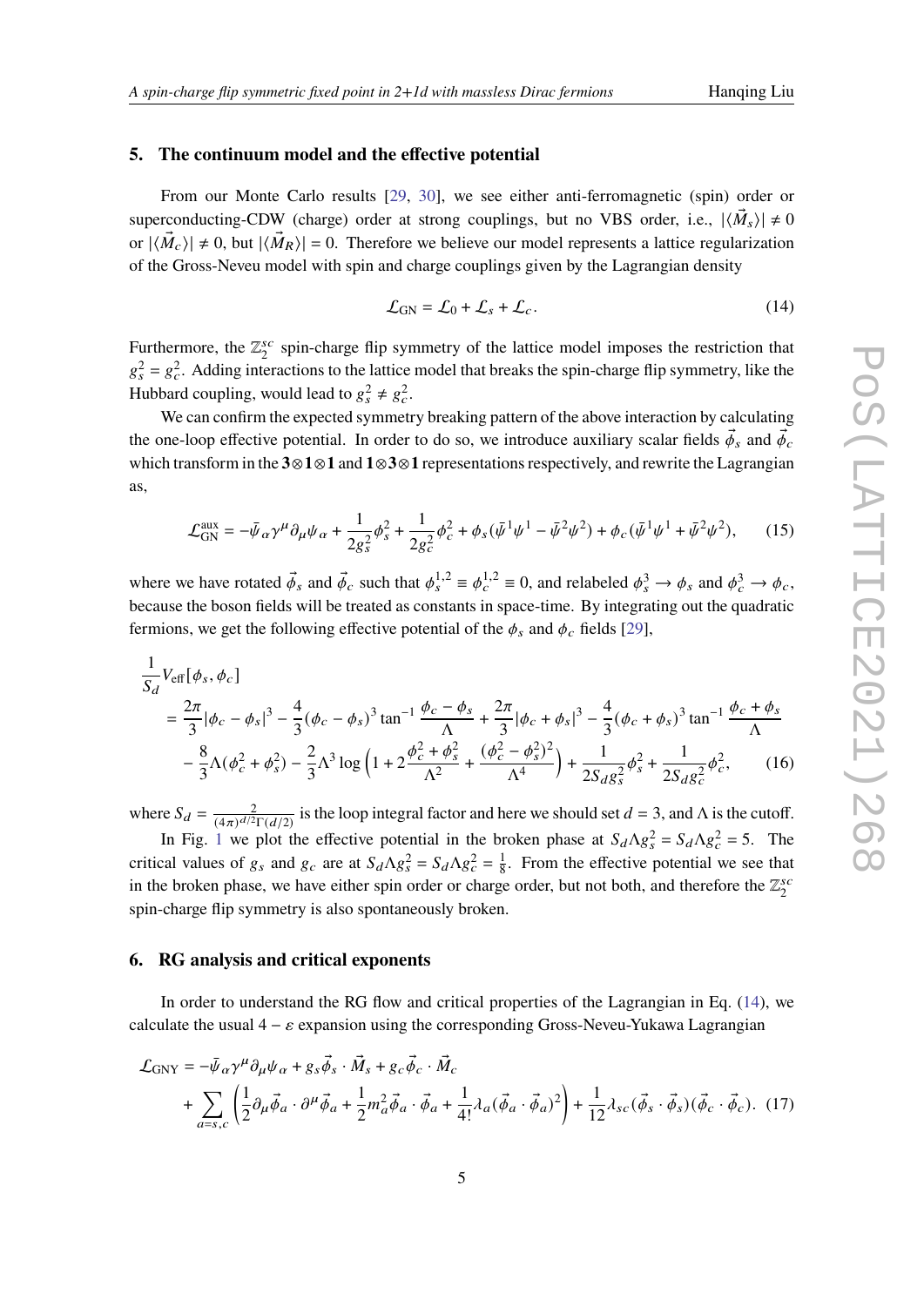## 5. The continuum model and the effective potential

From our Monte Carlo results [29, 30], we see either anti-ferromagnetic (spin) order or superconducting-CDW (charge) order at strong couplings, but no VBS order, i.e., $|\langle \vec{M}_s \rangle| \neq 0$ or $|\langle \vec{M}_c \rangle| \neq 0$, but $|\langle \vec{M}_R \rangle| = 0$. Therefore we believe our model represents a lattice regularization of the Gross-Neveu model with spin and charge couplings given by the Lagrangian density

$$\mathcal{L}_{\mathrm{GN}} = \mathcal{L}_0 + \mathcal{L}_s + \mathcal{L}_c. \tag{14}$$

Furthermore, the $\mathbb{Z}_2^{sc}$ spin-charge flip symmetry of the lattice model imposes the restriction that $g_s^2 = g_c^2$. Adding interactions to the lattice model that breaks the spin-charge flip symmetry, like the Hubbard coupling, would lead to $g_s^2 \neq g_c^2$.

We can confirm the expected symmetry breaking pattern of the above interaction by calculating the one-loop effective potential. In order to do so, we introduce auxiliary scalar fields $\vec{\phi}_s$ and $\vec{\phi}_c$ which transform in the $\mathbf{3}\otimes\mathbf{1}\otimes\mathbf{1}$ and $\mathbf{1}\otimes\mathbf{3}\otimes\mathbf{1}$ representations respectively, and rewrite the Lagrangian as,

$$\mathcal{L}_{\mathrm{GN}}^{\mathrm{aux}} = -\bar{\psi}_\alpha \gamma^\mu \partial_\mu \psi_\alpha + \frac{1}{2g_s^2}\phi_s^2 + \frac{1}{2g_c^2}\phi_c^2 + \phi_s(\bar{\psi}^1\psi^1 - \bar{\psi}^2\psi^2) + \phi_c(\bar{\psi}^1\psi^1 + \bar{\psi}^2\psi^2), \tag{15}$$

where we have rotated $\vec{\phi}_s$ and $\vec{\phi}_c$ such that $\phi_s^{1,2} \equiv \phi_c^{1,2} \equiv 0$, and relabeled $\phi_s^3 \to \phi_s$ and $\phi_c^3 \to \phi_c$, because the boson fields will be treated as constants in space-time. By integrating out the quadratic fermions, we get the following effective potential of the $\phi_s$ and $\phi_c$ fields [29],

$$\begin{aligned}
&\frac{1}{S_d} V_{\mathrm{eff}}[\phi_s, \phi_c] \\
&= \frac{2\pi}{3}|\phi_c - \phi_s|^3 - \frac{4}{3}(\phi_c - \phi_s)^3 \tan^{-1}\frac{\phi_c - \phi_s}{\Lambda} + \frac{2\pi}{3}|\phi_c + \phi_s|^3 - \frac{4}{3}(\phi_c + \phi_s)^3 \tan^{-1}\frac{\phi_c + \phi_s}{\Lambda} \\
&\quad - \frac{8}{3}\Lambda(\phi_c^2 + \phi_s^2) - \frac{2}{3}\Lambda^3 \log\left(1 + 2\frac{\phi_c^2 + \phi_s^2}{\Lambda^2} + \frac{(\phi_c^2 - \phi_s^2)^2}{\Lambda^4}\right) + \frac{1}{2S_d g_s^2}\phi_s^2 + \frac{1}{2S_d g_c^2}\phi_c^2,
\end{aligned} \tag{16}$$

where $S_d = \frac{2}{(4\pi)^{d/2}\Gamma(d/2)}$ is the loop integral factor and here we should set $d = 3$, and $\Lambda$ is the cutoff.

In Fig. 1 we plot the effective potential in the broken phase at $S_d \Lambda g_s^2 = S_d \Lambda g_c^2 = 5$. The critical values of $g_s$ and $g_c$ are at $S_d \Lambda g_s^2 = S_d \Lambda g_c^2 = \frac{1}{8}$. From the effective potential we see that in the broken phase, we have either spin order or charge order, but not both, and therefore the $\mathbb{Z}_2^{sc}$ spin-charge flip symmetry is also spontaneously broken.

## 6. RG analysis and critical exponents

In order to understand the RG flow and critical properties of the Lagrangian in Eq. (14), we calculate the usual $4 - \varepsilon$ expansion using the corresponding Gross-Neveu-Yukawa Lagrangian

$$\begin{aligned}
\mathcal{L}_{\mathrm{GNY}} &= -\bar{\psi}_\alpha \gamma^\mu \partial_\mu \psi_\alpha + g_s \vec{\phi}_s \cdot \vec{M}_s + g_c \vec{\phi}_c \cdot \vec{M}_c \\
&\quad + \sum_{a=s,c}\left(\frac{1}{2}\partial_\mu \vec{\phi}_a \cdot \partial^\mu \vec{\phi}_a + \frac{1}{2}m_a^2 \vec{\phi}_a \cdot \vec{\phi}_a + \frac{1}{4!}\lambda_a (\vec{\phi}_a \cdot \vec{\phi}_a)^2\right) + \frac{1}{12}\lambda_{sc}(\vec{\phi}_s \cdot \vec{\phi}_s)(\vec{\phi}_c \cdot \vec{\phi}_c).
\end{aligned} \tag{17}$$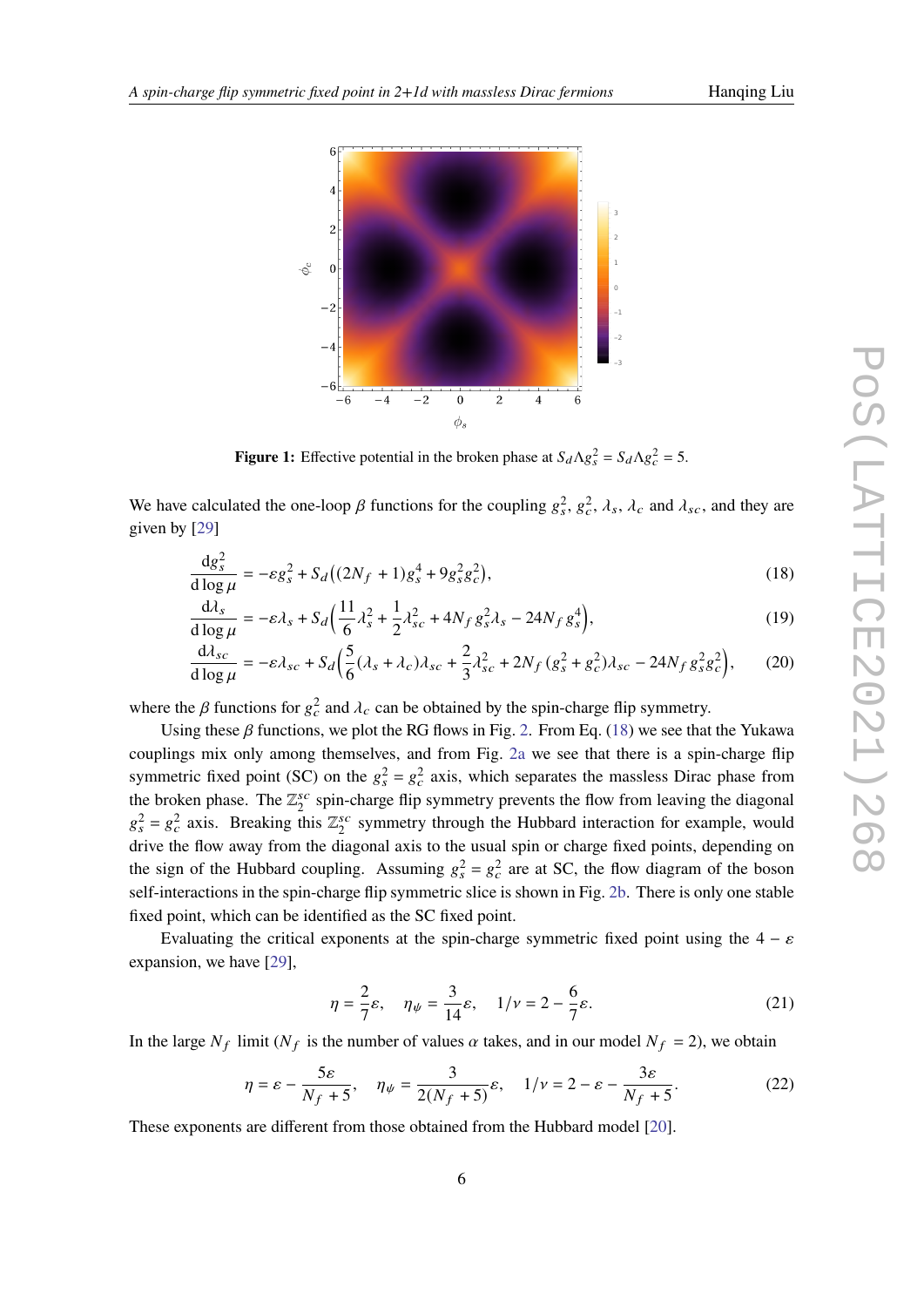**Figure 1:** Effective potential in the broken phase at $S_d\Lambda g_s^2 = S_d\Lambda g_c^2 = 5$.

We have calculated the one-loop $\beta$ functions for the coupling $g_s^2$, $g_c^2$, $\lambda_s$, $\lambda_c$ and $\lambda_{sc}$, and they are given by [29]

$$\frac{\mathrm{d}g_s^2}{\mathrm{d}\log\mu} = -\varepsilon g_s^2 + S_d\big((2N_f+1)g_s^4 + 9g_s^2 g_c^2\big), \tag{18}$$

$$\frac{\mathrm{d}\lambda_s}{\mathrm{d}\log\mu} = -\varepsilon\lambda_s + S_d\Big(\frac{11}{6}\lambda_s^2 + \frac{1}{2}\lambda_{sc}^2 + 4N_f g_s^2\lambda_s - 24N_f g_s^4\Big), \tag{19}$$

$$\frac{\mathrm{d}\lambda_{sc}}{\mathrm{d}\log\mu} = -\varepsilon\lambda_{sc} + S_d\Big(\frac{5}{6}(\lambda_s+\lambda_c)\lambda_{sc} + \frac{2}{3}\lambda_{sc}^2 + 2N_f(g_s^2+g_c^2)\lambda_{sc} - 24N_f g_s^2 g_c^2\Big), \tag{20}$$

where the $\beta$ functions for $g_c^2$ and $\lambda_c$ can be obtained by the spin-charge flip symmetry.

Using these $\beta$ functions, we plot the RG flows in Fig. 2. From Eq. (18) we see that the Yukawa couplings mix only among themselves, and from Fig. 2a we see that there is a spin-charge flip symmetric fixed point (SC) on the $g_s^2 = g_c^2$ axis, which separates the massless Dirac phase from the broken phase. The $\mathbb{Z}_2^{sc}$ spin-charge flip symmetry prevents the flow from leaving the diagonal $g_s^2 = g_c^2$ axis. Breaking this $\mathbb{Z}_2^{sc}$ symmetry through the Hubbard interaction for example, would drive the flow away from the diagonal axis to the usual spin or charge fixed points, depending on the sign of the Hubbard coupling. Assuming $g_s^2 = g_c^2$ are at SC, the flow diagram of the boson self-interactions in the spin-charge flip symmetric slice is shown in Fig. 2b. There is only one stable fixed point, which can be identified as the SC fixed point.

Evaluating the critical exponents at the spin-charge symmetric fixed point using the $4-\varepsilon$ expansion, we have [29],

$$\eta = \frac{2}{7}\varepsilon, \quad \eta_\psi = \frac{3}{14}\varepsilon, \quad 1/\nu = 2 - \frac{6}{7}\varepsilon. \tag{21}$$

In the large $N_f$ limit ($N_f$ is the number of values $\alpha$ takes, and in our model $N_f = 2$), we obtain

$$\eta = \varepsilon - \frac{5\varepsilon}{N_f+5}, \quad \eta_\psi = \frac{3}{2(N_f+5)}\varepsilon, \quad 1/\nu = 2 - \varepsilon - \frac{3\varepsilon}{N_f+5}. \tag{22}$$

These exponents are different from those obtained from the Hubbard model [20].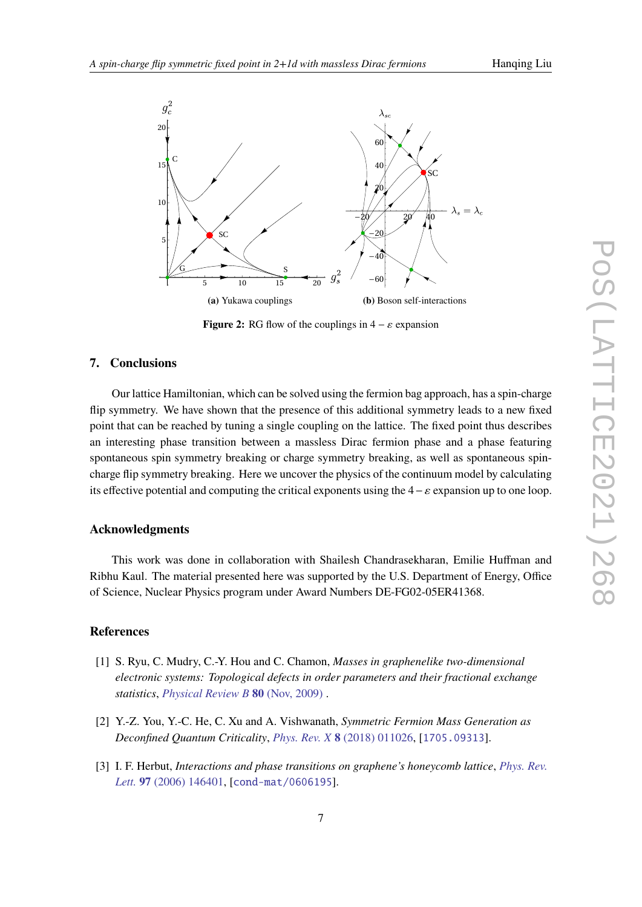(a) Yukawa couplings

(b) Boson self-interactions

**Figure 2:** RG flow of the couplings in $4-\varepsilon$ expansion

## 7. Conclusions

Our lattice Hamiltonian, which can be solved using the fermion bag approach, has a spin-charge flip symmetry. We have shown that the presence of this additional symmetry leads to a new fixed point that can be reached by tuning a single coupling on the lattice. The fixed point thus describes an interesting phase transition between a massless Dirac fermion phase and a phase featuring spontaneous spin symmetry breaking or charge symmetry breaking, as well as spontaneous spin-charge flip symmetry breaking. Here we uncover the physics of the continuum model by calculating its effective potential and computing the critical exponents using the $4-\varepsilon$ expansion up to one loop.

### Acknowledgments

This work was done in collaboration with Shailesh Chandrasekharan, Emilie Huffman and Ribhu Kaul. The material presented here was supported by the U.S. Department of Energy, Office of Science, Nuclear Physics program under Award Numbers DE-FG02-05ER41368.

### References

[1] S. Ryu, C. Mudry, C.-Y. Hou and C. Chamon, *Masses in graphenelike two-dimensional electronic systems: Topological defects in order parameters and their fractional exchange statistics*, *Physical Review B* **80** (Nov, 2009) .

[2] Y.-Z. You, Y.-C. He, C. Xu and A. Vishwanath, *Symmetric Fermion Mass Generation as Deconfined Quantum Criticality*, *Phys. Rev. X* **8** (2018) 011026, [1705.09313].

[3] I. F. Herbut, *Interactions and phase transitions on graphene's honeycomb lattice*, *Phys. Rev. Lett.* **97** (2006) 146401, [cond-mat/0606195].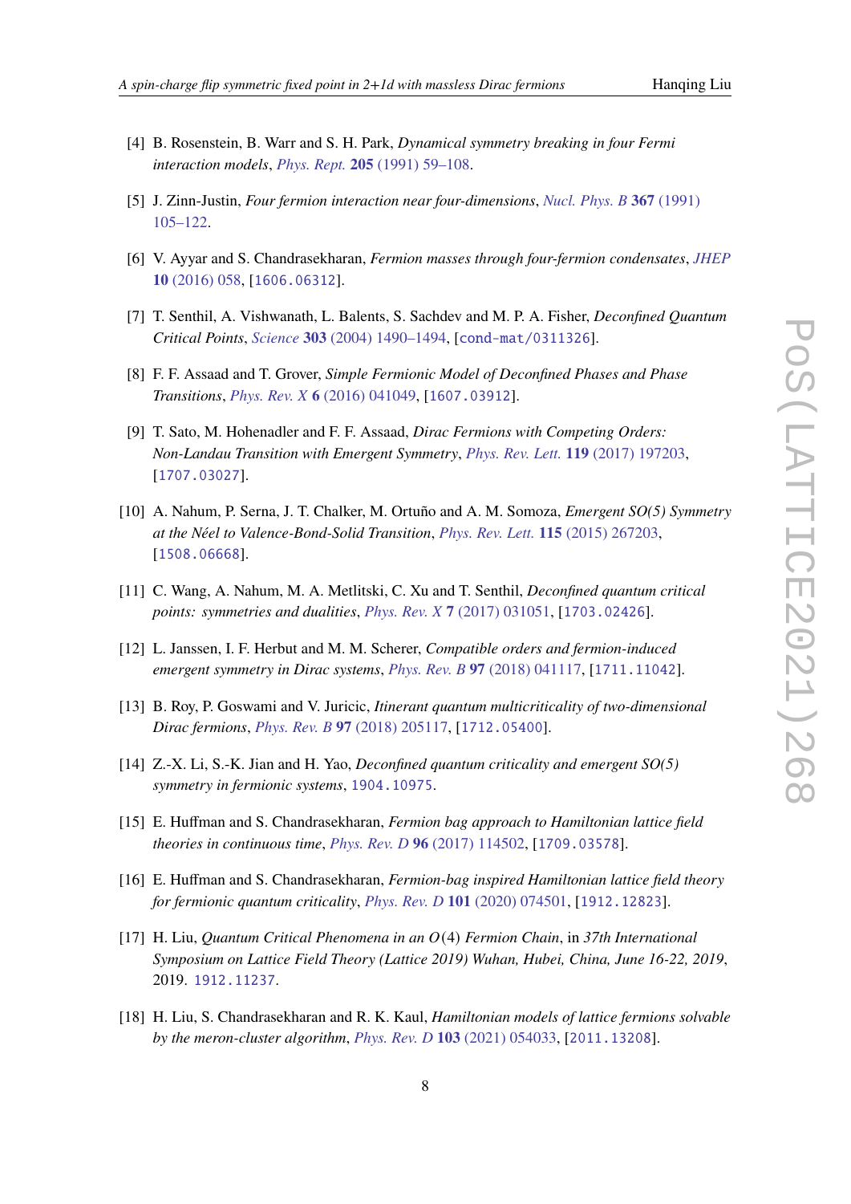[4] B. Rosenstein, B. Warr and S. H. Park, *Dynamical symmetry breaking in four Fermi interaction models*, *Phys. Rept.* **205** (1991) 59–108.

[5] J. Zinn-Justin, *Four fermion interaction near four-dimensions*, *Nucl. Phys. B* **367** (1991) 105–122.

[6] V. Ayyar and S. Chandrasekharan, *Fermion masses through four-fermion condensates*, *JHEP* **10** (2016) 058, [1606.06312].

[7] T. Senthil, A. Vishwanath, L. Balents, S. Sachdev and M. P. A. Fisher, *Deconfined Quantum Critical Points*, *Science* **303** (2004) 1490–1494, [cond-mat/0311326].

[8] F. F. Assaad and T. Grover, *Simple Fermionic Model of Deconfined Phases and Phase Transitions*, *Phys. Rev. X* **6** (2016) 041049, [1607.03912].

[9] T. Sato, M. Hohenadler and F. F. Assaad, *Dirac Fermions with Competing Orders: Non-Landau Transition with Emergent Symmetry*, *Phys. Rev. Lett.* **119** (2017) 197203, [1707.03027].

[10] A. Nahum, P. Serna, J. T. Chalker, M. Ortuño and A. M. Somoza, *Emergent SO(5) Symmetry at the Néel to Valence-Bond-Solid Transition*, *Phys. Rev. Lett.* **115** (2015) 267203, [1508.06668].

[11] C. Wang, A. Nahum, M. A. Metlitski, C. Xu and T. Senthil, *Deconfined quantum critical points: symmetries and dualities*, *Phys. Rev. X* **7** (2017) 031051, [1703.02426].

[12] L. Janssen, I. F. Herbut and M. M. Scherer, *Compatible orders and fermion-induced emergent symmetry in Dirac systems*, *Phys. Rev. B* **97** (2018) 041117, [1711.11042].

[13] B. Roy, P. Goswami and V. Juricic, *Itinerant quantum multicriticality of two-dimensional Dirac fermions*, *Phys. Rev. B* **97** (2018) 205117, [1712.05400].

[14] Z.-X. Li, S.-K. Jian and H. Yao, *Deconfined quantum criticality and emergent SO(5) symmetry in fermionic systems*, 1904.10975.

[15] E. Huffman and S. Chandrasekharan, *Fermion bag approach to Hamiltonian lattice field theories in continuous time*, *Phys. Rev. D* **96** (2017) 114502, [1709.03578].

[16] E. Huffman and S. Chandrasekharan, *Fermion-bag inspired Hamiltonian lattice field theory for fermionic quantum criticality*, *Phys. Rev. D* **101** (2020) 074501, [1912.12823].

[17] H. Liu, *Quantum Critical Phenomena in an $O(4)$ Fermion Chain*, in *37th International Symposium on Lattice Field Theory (Lattice 2019) Wuhan, Hubei, China, June 16-22, 2019*, 2019. 1912.11237.

[18] H. Liu, S. Chandrasekharan and R. K. Kaul, *Hamiltonian models of lattice fermions solvable by the meron-cluster algorithm*, *Phys. Rev. D* **103** (2021) 054033, [2011.13208].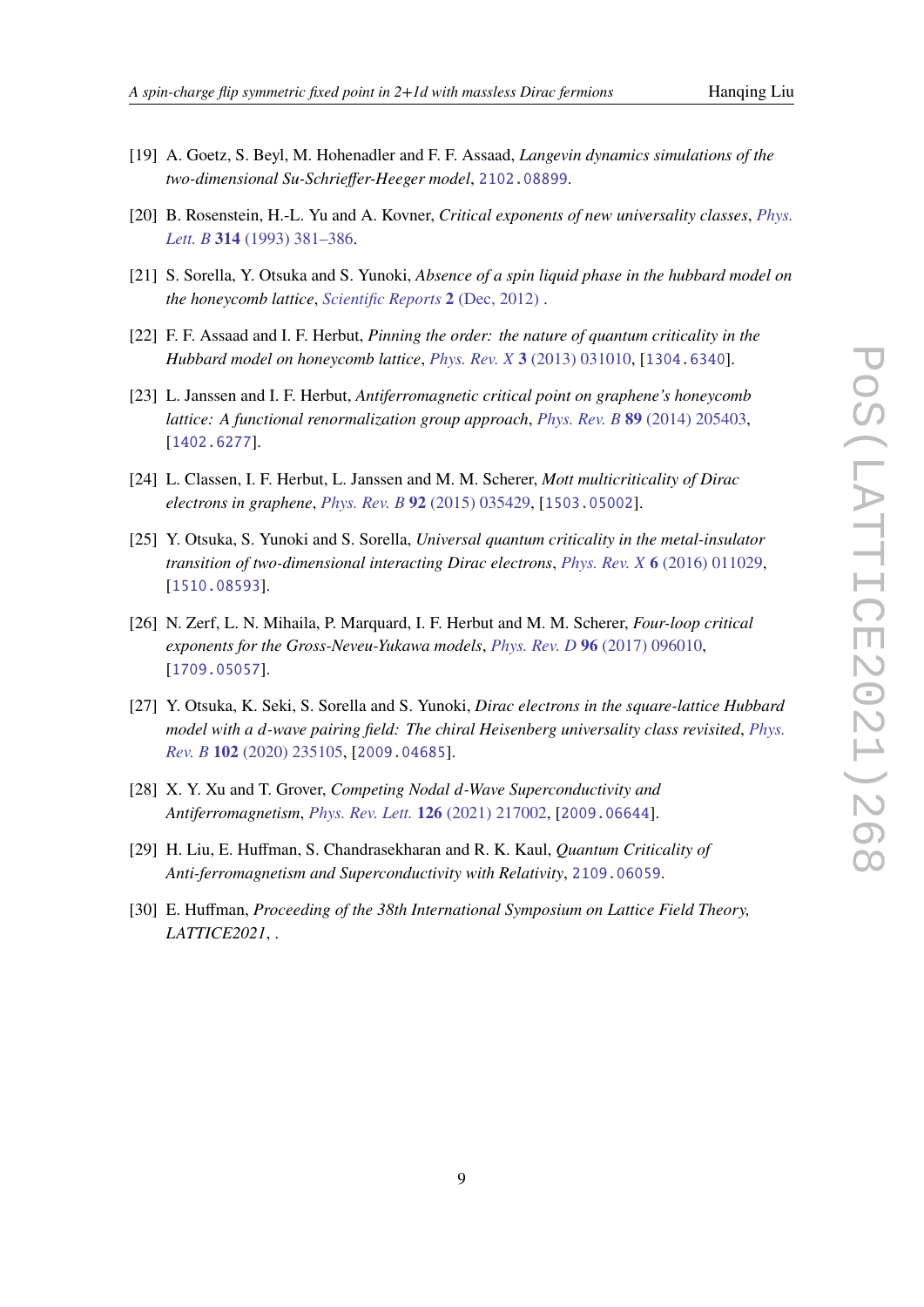[19] A. Goetz, S. Beyl, M. Hohenadler and F. F. Assaad, *Langevin dynamics simulations of the two-dimensional Su-Schrieffer-Heeger model*, 2102.08899.

[20] B. Rosenstein, H.-L. Yu and A. Kovner, *Critical exponents of new universality classes*, Phys. Lett. B **314** (1993) 381–386.

[21] S. Sorella, Y. Otsuka and S. Yunoki, *Absence of a spin liquid phase in the hubbard model on the honeycomb lattice*, Scientific Reports **2** (Dec, 2012) .

[22] F. F. Assaad and I. F. Herbut, *Pinning the order: the nature of quantum criticality in the Hubbard model on honeycomb lattice*, Phys. Rev. X **3** (2013) 031010, [1304.6340].

[23] L. Janssen and I. F. Herbut, *Antiferromagnetic critical point on graphene's honeycomb lattice: A functional renormalization group approach*, Phys. Rev. B **89** (2014) 205403, [1402.6277].

[24] L. Classen, I. F. Herbut, L. Janssen and M. M. Scherer, *Mott multicriticality of Dirac electrons in graphene*, Phys. Rev. B **92** (2015) 035429, [1503.05002].

[25] Y. Otsuka, S. Yunoki and S. Sorella, *Universal quantum criticality in the metal-insulator transition of two-dimensional interacting Dirac electrons*, Phys. Rev. X **6** (2016) 011029, [1510.08593].

[26] N. Zerf, L. N. Mihaila, P. Marquard, I. F. Herbut and M. M. Scherer, *Four-loop critical exponents for the Gross-Neveu-Yukawa models*, Phys. Rev. D **96** (2017) 096010, [1709.05057].

[27] Y. Otsuka, K. Seki, S. Sorella and S. Yunoki, *Dirac electrons in the square-lattice Hubbard model with a d-wave pairing field: The chiral Heisenberg universality class revisited*, Phys. Rev. B **102** (2020) 235105, [2009.04685].

[28] X. Y. Xu and T. Grover, *Competing Nodal d-Wave Superconductivity and Antiferromagnetism*, Phys. Rev. Lett. **126** (2021) 217002, [2009.06644].

[29] H. Liu, E. Huffman, S. Chandrasekharan and R. K. Kaul, *Quantum Criticality of Anti-ferromagnetism and Superconductivity with Relativity*, 2109.06059.

[30] E. Huffman, *Proceeding of the 38th International Symposium on Lattice Field Theory, LATTICE2021*, .